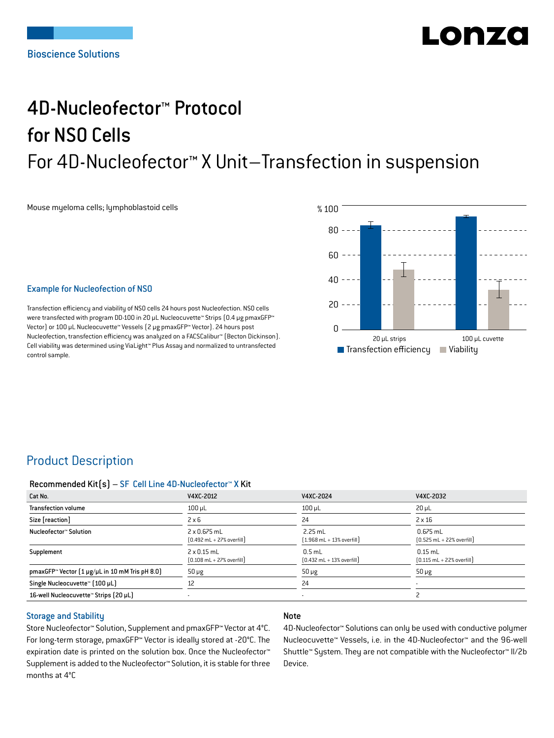Bioscience Solutions

# 4D-Nucleofector™ Protocol for NS0 Cells

## For 4D-Nucleofector™ X Unit–Transfection in suspension

Mouse myeloma cells; lymphoblastoid cells

### Example for Nucleofection of NS0

Transfection efficiency and viability of NS0 cells 24 hours post Nucleofection. NS0 cells were transfected with program DD-100 in 20 µL Nucleocuvette™ Strips (0.4 µg pmaxGFP™ Vector) or 100 µL Nucleocuvette™ Vessels (2 µg pmaxGFP™ Vector). 24 hours post Nucleofection, transfection efficiency was analyzed on a FACSCalibur™ (Becton Dickinson). Cell viability was determined using ViaLight™ Plus Assay and normalized to untransfected control sample.

## Product Description

**Recommended Kit(s) – SF Cell Line 4D-Nucleofector™ X Kit**

| Cat No. | V4XC-2012 | V4XC-2024 | V4XC-2032 |
|---|---|---|---|
| Transfection volume | 100 µL | 100 µL | 20 µL |
| Size [reaction] | 2 x 6 | 24 | 2 x 16 |
| Nucleofector™ Solution | 2 x 0.675 mL (0.492 mL + 27% overfill) | 2.25 mL (1.968 mL + 13% overfill) | 0.675 mL (0.525 mL + 22% overfill) |
| Supplement | 2 x 0.15 mL (0.108 mL + 27% overfill) | 0.5 mL (0.432 mL + 13% overfill) | 0.15 mL (0.115 mL + 22% overfill) |
| pmaxGFP™ Vector (1 µg/µL in 10 mM Tris pH 8.0) | 50 µg | 50 µg | 50 µg |
| Single Nucleocuvette™ (100 µL) | 12 | 24 | - |
| 16-well Nucleocuvette™ Strips (20 µL) | - | - | 2 |

### Storage and Stability

Store Nucleofector™ Solution, Supplement and pmaxGFP™ Vector at 4°C. For long-term storage, pmaxGFP™ Vector is ideally stored at -20°C. The expiration date is printed on the solution box. Once the Nucleofector™ Supplement is added to the Nucleofector™ Solution, it is stable for three months at 4°C

### Note

4D-Nucleofector™ Solutions can only be used with conductive polymer Nucleocuvette™ Vessels, i.e. in the 4D-Nucleofector™ and the 96-well Shuttle™ System. They are not compatible with the Nucleofector™ II/2b Device.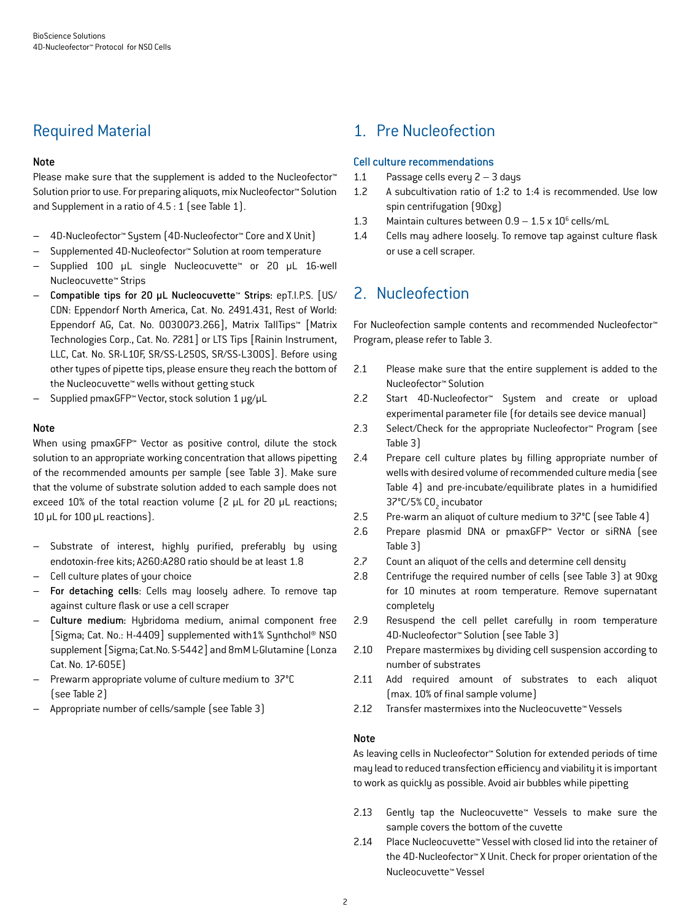## Required Material

**Note**

Please make sure that the supplement is added to the Nucleofector™ Solution prior to use. For preparing aliquots, mix Nucleofector™ Solution and Supplement in a ratio of 4.5 : 1 (see Table 1).

- 4D-Nucleofector™ System (4D-Nucleofector™ Core and X Unit)
- Supplemented 4D-Nucleofector™ Solution at room temperature
- Supplied 100 µL single Nucleocuvette™ or 20 µL 16-well Nucleocuvette™ Strips
- **Compatible tips for 20 µL Nucleocuvette™ Strips**: epT.I.P.S. [US/CDN: Eppendorf North America, Cat. No. 2491.431, Rest of World: Eppendorf AG, Cat. No. 0030073.266], Matrix TallTips™ [Matrix Technologies Corp., Cat. No. 7281] or LTS Tips [Rainin Instrument, LLC, Cat. No. SR-L10F, SR/SS-L250S, SR/SS-L300S]. Before using other types of pipette tips, please ensure they reach the bottom of the Nucleocuvette™ wells without getting stuck
- Supplied pmaxGFP™ Vector, stock solution 1 µg/µL

**Note**

When using pmaxGFP™ Vector as positive control, dilute the stock solution to an appropriate working concentration that allows pipetting of the recommended amounts per sample (see Table 3). Make sure that the volume of substrate solution added to each sample does not exceed 10% of the total reaction volume (2 µL for 20 µL reactions; 10 µL for 100 µL reactions).

- Substrate of interest, highly purified, preferably by using endotoxin-free kits; A260:A280 ratio should be at least 1.8
- Cell culture plates of your choice
- **For detaching cells**: Cells may loosely adhere. To remove tap against culture flask or use a cell scraper
- **Culture medium**: Hybridoma medium, animal component free [Sigma; Cat. No.: H-4409] supplemented with1% Synthchol® NS0 supplement [Sigma; Cat.No. S-5442] and 8mM L-Glutamine (Lonza Cat. No. 17-605E)
- Prewarm appropriate volume of culture medium to 37°C (see Table 2)
- Appropriate number of cells/sample (see Table 3)

## 1. Pre Nucleofection

### Cell culture recommendations

1.1 Passage cells every 2 – 3 days

1.2 A subcultivation ratio of 1:2 to 1:4 is recommended. Use low spin centrifugation (90xg)

1.3 Maintain cultures between 0.9 – 1.5 x $10^6$ cells/mL

1.4 Cells may adhere loosely. To remove tap against culture flask or use a cell scraper.

## 2. Nucleofection

For Nucleofection sample contents and recommended Nucleofector™ Program, please refer to Table 3.

2.1 Please make sure that the entire supplement is added to the Nucleofector™ Solution

2.2 Start 4D-Nucleofector™ System and create or upload experimental parameter file (for details see device manual)

2.3 Select/Check for the appropriate Nucleofector™ Program (see Table 3)

2.4 Prepare cell culture plates by filling appropriate number of wells with desired volume of recommended culture media (see Table 4) and pre-incubate/equilibrate plates in a humidified 37°C/5% $CO_2$ incubator

2.5 Pre-warm an aliquot of culture medium to 37°C (see Table 4)

2.6 Prepare plasmid DNA or pmaxGFP™ Vector or siRNA (see Table 3)

2.7 Count an aliquot of the cells and determine cell density

2.8 Centrifuge the required number of cells (see Table 3) at 90xg for 10 minutes at room temperature. Remove supernatant completely

2.9 Resuspend the cell pellet carefully in room temperature 4D-Nucleofector™ Solution (see Table 3)

2.10 Prepare mastermixes by dividing cell suspension according to number of substrates

2.11 Add required amount of substrates to each aliquot (max. 10% of final sample volume)

2.12 Transfer mastermixes into the Nucleocuvette™ Vessels

**Note**

As leaving cells in Nucleofector™ Solution for extended periods of time may lead to reduced transfection efficiency and viability it is important to work as quickly as possible. Avoid air bubbles while pipetting

2.13 Gently tap the Nucleocuvette™ Vessels to make sure the sample covers the bottom of the cuvette

2.14 Place Nucleocuvette™ Vessel with closed lid into the retainer of the 4D-Nucleofector™ X Unit. Check for proper orientation of the Nucleocuvette™ Vessel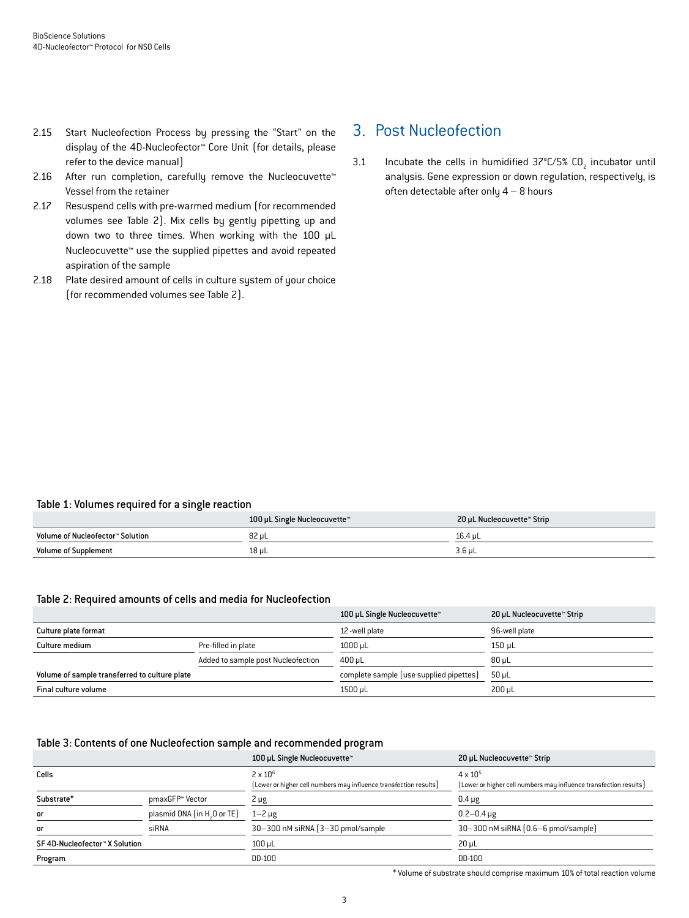2.15 Start Nucleofection Process by pressing the "Start" on the display of the 4D-Nucleofector™ Core Unit (for details, please refer to the device manual)

2.16 After run completion, carefully remove the Nucleocuvette™ Vessel from the retainer

2.17 Resuspend cells with pre-warmed medium (for recommended volumes see Table 2). Mix cells by gently pipetting up and down two to three times. When working with the 100 µL Nucleocuvette™ use the supplied pipettes and avoid repeated aspiration of the sample

2.18 Plate desired amount of cells in culture system of your choice (for recommended volumes see Table 2).

# 3. Post Nucleofection

3.1 Incubate the cells in humidified 37°C/5% $CO_2$ incubator until analysis. Gene expression or down regulation, respectively, is often detectable after only 4 – 8 hours

**Table 1: Volumes required for a single reaction**

| | 100 µL Single Nucleocuvette™ | 20 µL Nucleocuvette™ Strip |
|---|---|---|
| Volume of Nucleofector™ Solution | 82 µL | 16.4 µL |
| Volume of Supplement | 18 µL | 3.6 µL |

**Table 2: Required amounts of cells and media for Nucleofection**

| | | 100 µL Single Nucleocuvette™ | 20 µL Nucleocuvette™ Strip |
|---|---|---|---|
| Culture plate format | | 12-well plate | 96-well plate |
| Culture medium | Pre-filled in plate | 1000 µL | 150 µL |
| | Added to sample post Nucleofection | 400 µL | 80 µL |
| Volume of sample transferred to culture plate | | complete sample (use supplied pipettes) | 50 µL |
| Final culture volume | | 1500 µL | 200 µL |

**Table 3: Contents of one Nucleofection sample and recommended program**

| | | 100 µL Single Nucleocuvette™ | 20 µL Nucleocuvette™ Strip |
|---|---|---|---|
| Cells | | $2 \times 10^6$ (Lower or higher cell numbers may influence transfection results) | $4 \times 10^5$ (Lower or higher cell numbers may influence transfection results) |
| Substrate* | pmaxGFP™ Vector | 2 µg | 0.4 µg |
| or | plasmid DNA (in $H_2O$ or TE) | 1–2 µg | 0.2–0.4 µg |
| or | siRNA | 30–300 nM siRNA (3–30 pmol/sample | 30–300 nM siRNA (0.6–6 pmol/sample) |
| SF 4D-Nucleofector™ X Solution | | 100 µL | 20 µL |
| Program | | DD-100 | DD-100 |

\* Volume of substrate should comprise maximum 10% of total reaction volume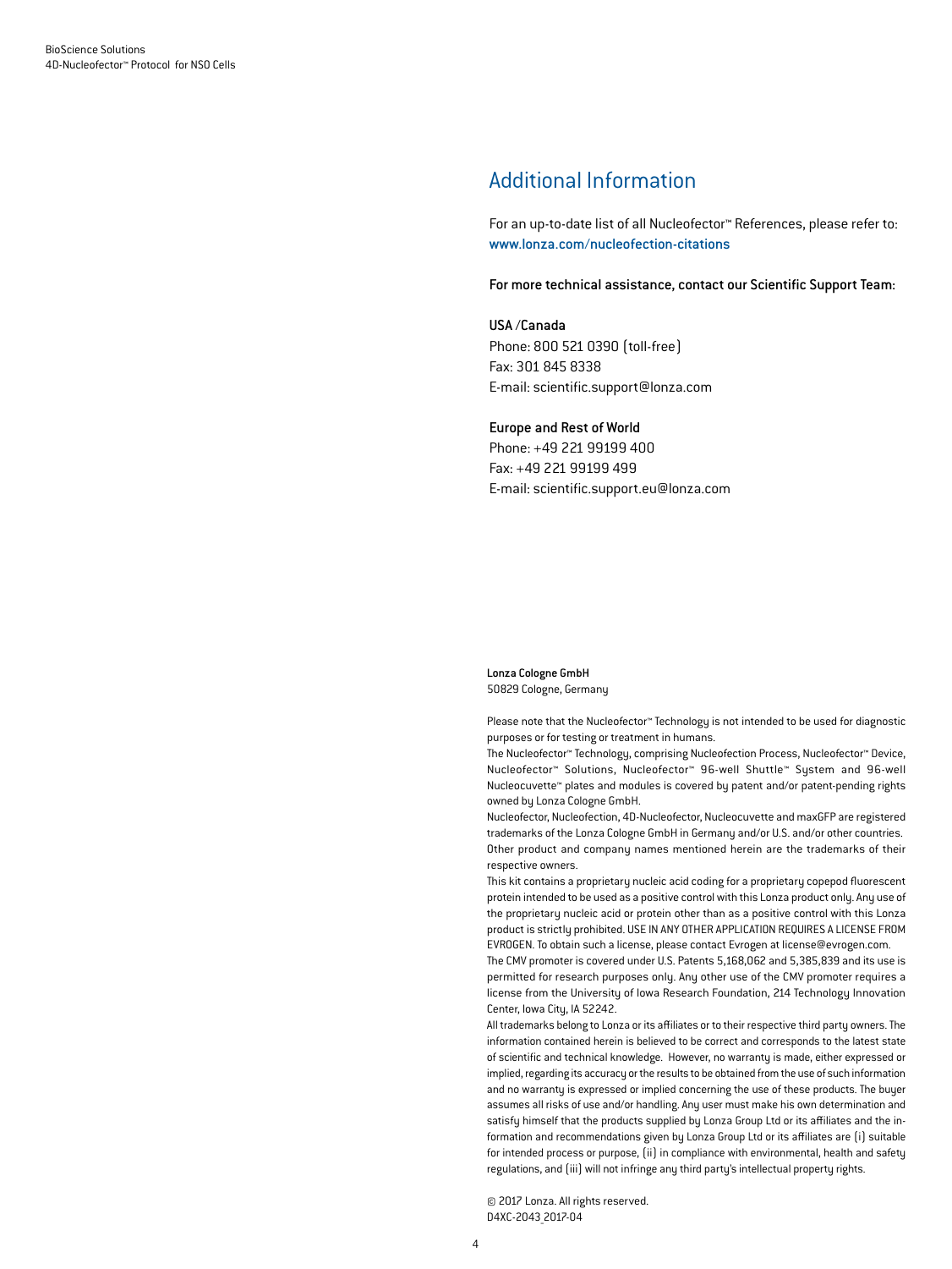## Additional Information

For an up-to-date list of all Nucleofector™ References, please refer to:
www.lonza.com/nucleofection-citations

**For more technical assistance, contact our Scientific Support Team:**

**USA /Canada**
Phone: 800 521 0390 (toll-free)
Fax: 301 845 8338
E-mail: scientific.support@lonza.com

**Europe and Rest of World**
Phone: +49 221 99199 400
Fax: +49 221 99199 499
E-mail: scientific.support.eu@lonza.com

**Lonza Cologne GmbH**
50829 Cologne, Germany

Please note that the Nucleofector™ Technology is not intended to be used for diagnostic purposes or for testing or treatment in humans.
The Nucleofector™ Technology, comprising Nucleofection Process, Nucleofector™ Device, Nucleofector™ Solutions, Nucleofector™ 96-well Shuttle™ System and 96-well Nucleocuvette™ plates and modules is covered by patent and/or patent-pending rights owned by Lonza Cologne GmbH.
Nucleofector, Nucleofection, 4D-Nucleofector, Nucleocuvette and maxGFP are registered trademarks of the Lonza Cologne GmbH in Germany and/or U.S. and/or other countries.
Other product and company names mentioned herein are the trademarks of their respective owners.
This kit contains a proprietary nucleic acid coding for a proprietary copepod fluorescent protein intended to be used as a positive control with this Lonza product only. Any use of the proprietary nucleic acid or protein other than as a positive control with this Lonza product is strictly prohibited. USE IN ANY OTHER APPLICATION REQUIRES A LICENSE FROM EVROGEN. To obtain such a license, please contact Evrogen at license@evrogen.com.
The CMV promoter is covered under U.S. Patents 5,168,062 and 5,385,839 and its use is permitted for research purposes only. Any other use of the CMV promoter requires a license from the University of Iowa Research Foundation, 214 Technology Innovation Center, Iowa City, IA 52242.
All trademarks belong to Lonza or its affiliates or to their respective third party owners. The information contained herein is believed to be correct and corresponds to the latest state of scientific and technical knowledge. However, no warranty is made, either expressed or implied, regarding its accuracy or the results to be obtained from the use of such information and no warranty is expressed or implied concerning the use of these products. The buyer assumes all risks of use and/or handling. Any user must make his own determination and satisfy himself that the products supplied by Lonza Group Ltd or its affiliates and the information and recommendations given by Lonza Group Ltd or its affiliates are (i) suitable for intended process or purpose, (ii) in compliance with environmental, health and safety regulations, and (iii) will not infringe any third party's intellectual property rights.

© 2017 Lonza. All rights reserved.
D4XC-2043_2017-04